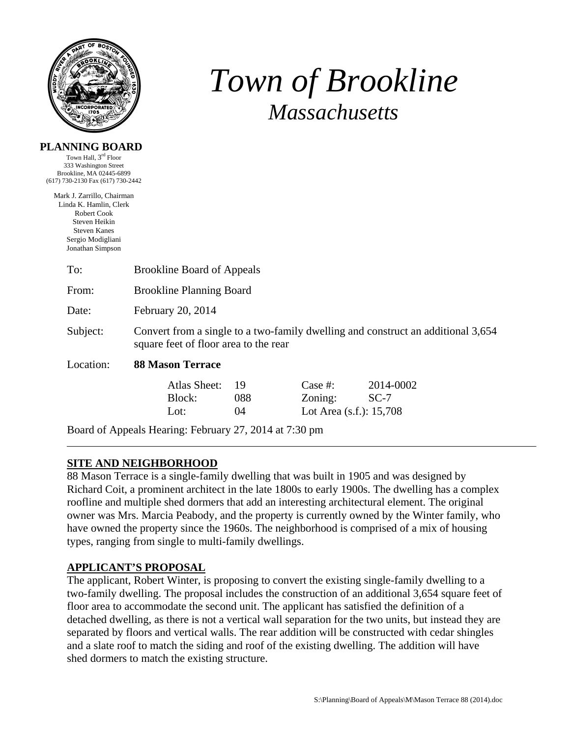# Town of Brookline
## *Massachusetts*

**PLANNING BOARD**
Town Hall, 3rd Floor
333 Washington Street
Brookline, MA 02445-6899
(617) 730-2130 Fax (617) 730-2442

Mark J. Zarrillo, Chairman
Linda K. Hamlin, Clerk
Robert Cook
Steven Heikin
Steven Kanes
Sergio Modigliani
Jonathan Simpson

To: Brookline Board of Appeals

From: Brookline Planning Board

Date: February 20, 2014

Subject: Convert from a single to a two-family dwelling and construct an additional 3,654 square feet of floor area to the rear

Location: **88 Mason Terrace**

| | | | |
|---|---|---|---|
| Atlas Sheet: | 19 | Case #: | 2014-0002 |
| Block: | 088 | Zoning: | SC-7 |
| Lot: | 04 | Lot Area (s.f.): | 15,708 |

Board of Appeals Hearing: February 27, 2014 at 7:30 pm

---

## SITE AND NEIGHBORHOOD

88 Mason Terrace is a single-family dwelling that was built in 1905 and was designed by Richard Coit, a prominent architect in the late 1800s to early 1900s. The dwelling has a complex roofline and multiple shed dormers that add an interesting architectural element. The original owner was Mrs. Marcia Peabody, and the property is currently owned by the Winter family, who have owned the property since the 1960s. The neighborhood is comprised of a mix of housing types, ranging from single to multi-family dwellings.

## APPLICANT'S PROPOSAL

The applicant, Robert Winter, is proposing to convert the existing single-family dwelling to a two-family dwelling. The proposal includes the construction of an additional 3,654 square feet of floor area to accommodate the second unit. The applicant has satisfied the definition of a detached dwelling, as there is not a vertical wall separation for the two units, but instead they are separated by floors and vertical walls. The rear addition will be constructed with cedar shingles and a slate roof to match the siding and roof of the existing dwelling. The addition will have shed dormers to match the existing structure.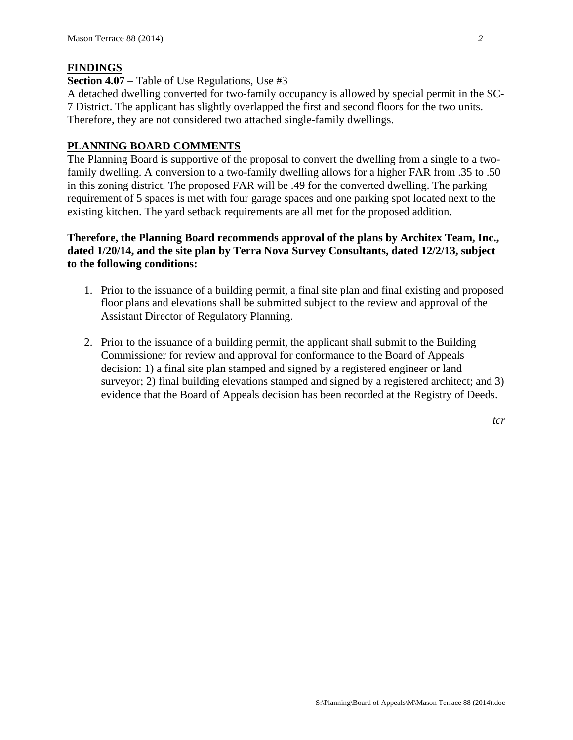**FINDINGS**

**Section 4.07** – Table of Use Regulations, Use #3

A detached dwelling converted for two-family occupancy is allowed by special permit in the SC-7 District. The applicant has slightly overlapped the first and second floors for the two units. Therefore, they are not considered two attached single-family dwellings.

**PLANNING BOARD COMMENTS**

The Planning Board is supportive of the proposal to convert the dwelling from a single to a two-family dwelling. A conversion to a two-family dwelling allows for a higher FAR from .35 to .50 in this zoning district. The proposed FAR will be .49 for the converted dwelling. The parking requirement of 5 spaces is met with four garage spaces and one parking spot located next to the existing kitchen. The yard setback requirements are all met for the proposed addition.

**Therefore, the Planning Board recommends approval of the plans by Architex Team, Inc., dated 1/20/14, and the site plan by Terra Nova Survey Consultants, dated 12/2/13, subject to the following conditions:**

1. Prior to the issuance of a building permit, a final site plan and final existing and proposed floor plans and elevations shall be submitted subject to the review and approval of the Assistant Director of Regulatory Planning.

2. Prior to the issuance of a building permit, the applicant shall submit to the Building Commissioner for review and approval for conformance to the Board of Appeals decision: 1) a final site plan stamped and signed by a registered engineer or land surveyor; 2) final building elevations stamped and signed by a registered architect; and 3) evidence that the Board of Appeals decision has been recorded at the Registry of Deeds.

*tcr*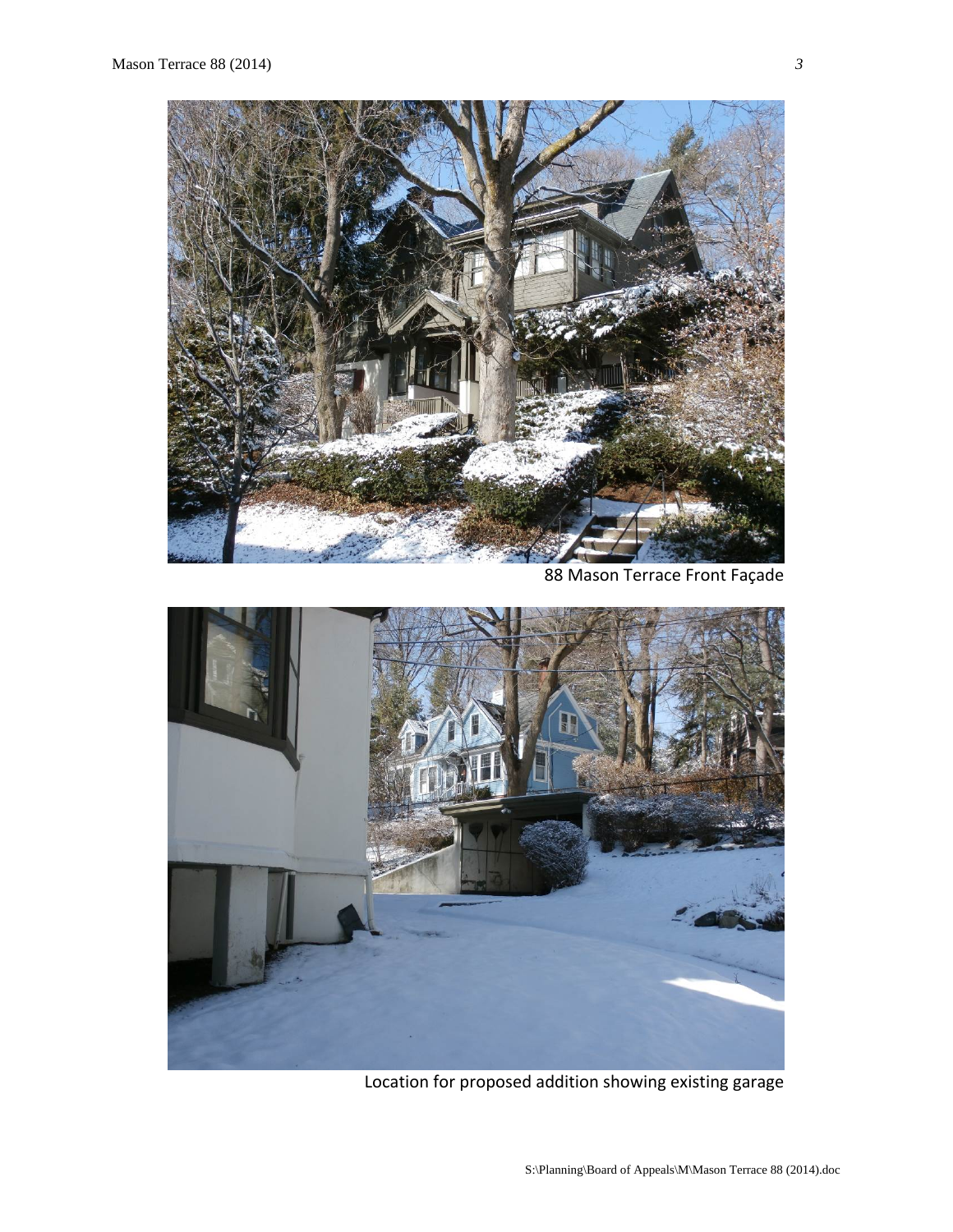88 Mason Terrace Front Façade

Location for proposed addition showing existing garage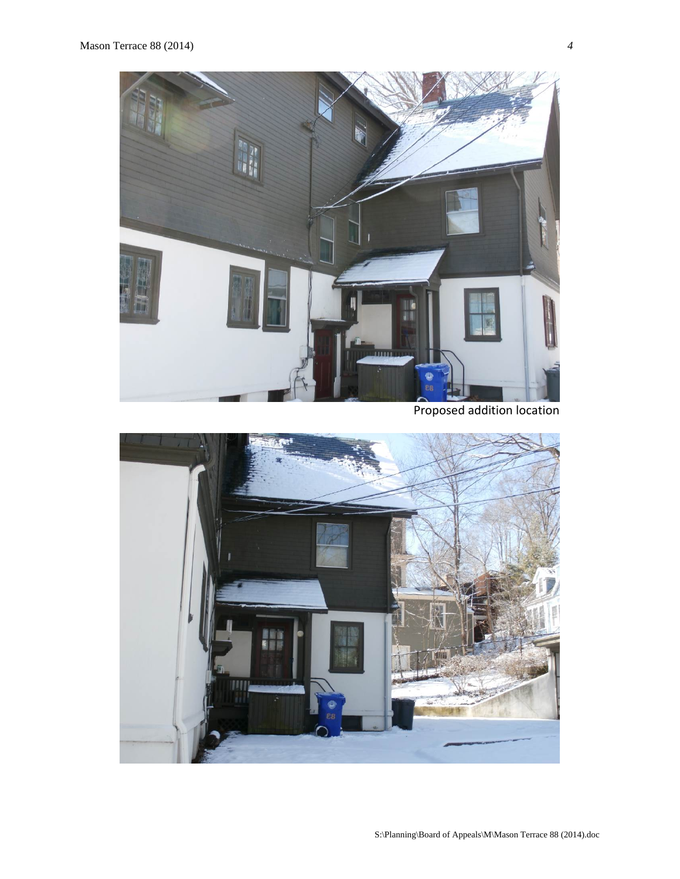Proposed addition location